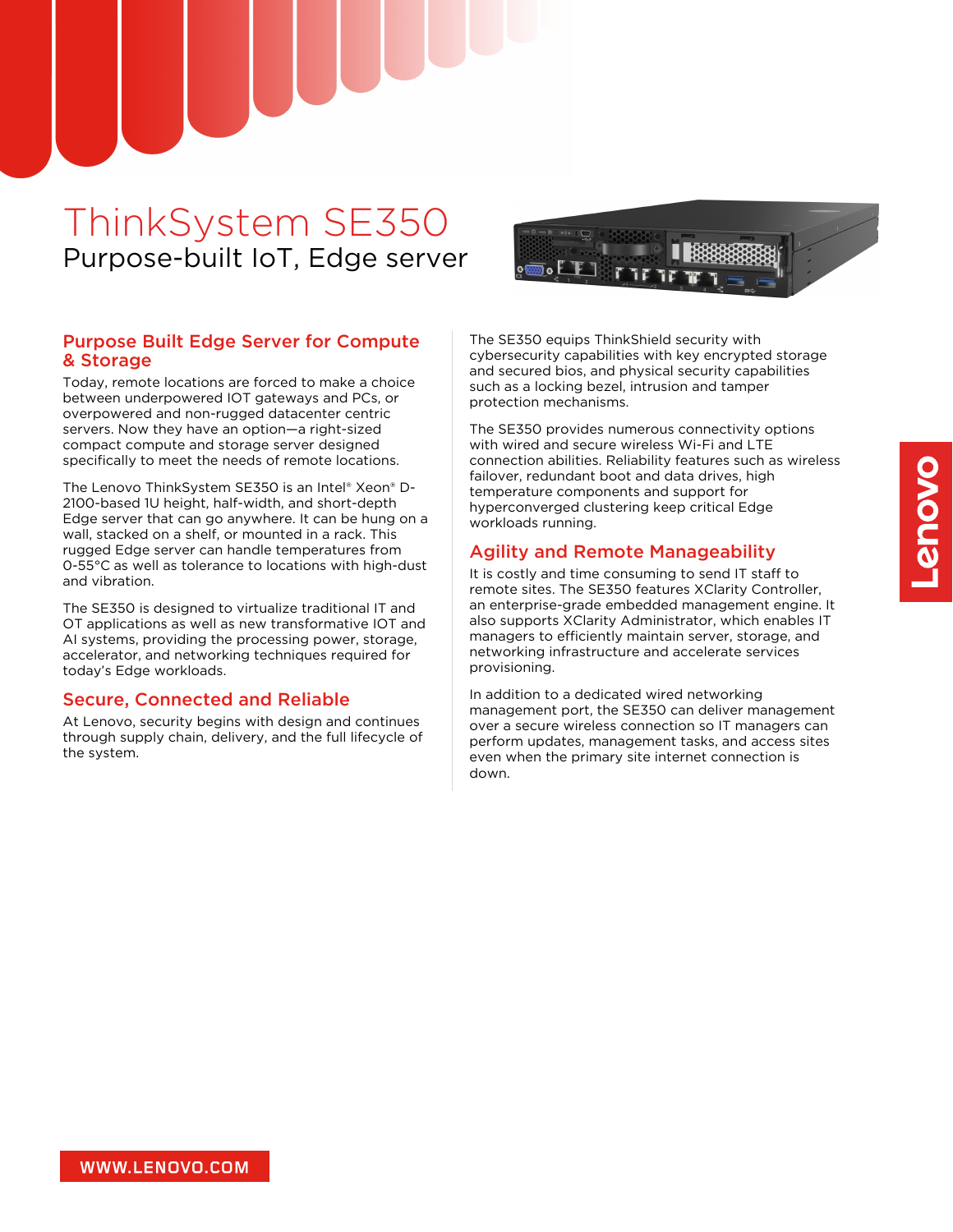# ThinkSystem SE350

## Purpose-built IoT, Edge server

### Purpose Built Edge Server for Compute & Storage

Today, remote locations are forced to make a choice between underpowered IOT gateways and PCs, or overpowered and non-rugged datacenter centric servers. Now they have an option—a right-sized compact compute and storage server designed specifically to meet the needs of remote locations.

The Lenovo ThinkSystem SE350 is an Intel® Xeon® D-2100-based 1U height, half-width, and short-depth Edge server that can go anywhere. It can be hung on a wall, stacked on a shelf, or mounted in a rack. This rugged Edge server can handle temperatures from 0-55°C as well as tolerance to locations with high-dust and vibration.

The SE350 is designed to virtualize traditional IT and OT applications as well as new transformative IOT and AI systems, providing the processing power, storage, accelerator, and networking techniques required for today's Edge workloads.

### Secure, Connected and Reliable

At Lenovo, security begins with design and continues through supply chain, delivery, and the full lifecycle of the system.

The SE350 equips ThinkShield security with cybersecurity capabilities with key encrypted storage and secured bios, and physical security capabilities such as a locking bezel, intrusion and tamper protection mechanisms.

The SE350 provides numerous connectivity options with wired and secure wireless Wi-Fi and LTE connection abilities. Reliability features such as wireless failover, redundant boot and data drives, high temperature components and support for hyperconverged clustering keep critical Edge workloads running.

### Agility and Remote Manageability

It is costly and time consuming to send IT staff to remote sites. The SE350 features XClarity Controller, an enterprise-grade embedded management engine. It also supports XClarity Administrator, which enables IT managers to efficiently maintain server, storage, and networking infrastructure and accelerate services provisioning.

In addition to a dedicated wired networking management port, the SE350 can deliver management over a secure wireless connection so IT managers can perform updates, management tasks, and access sites even when the primary site internet connection is down.

WWW.LENOVO.COM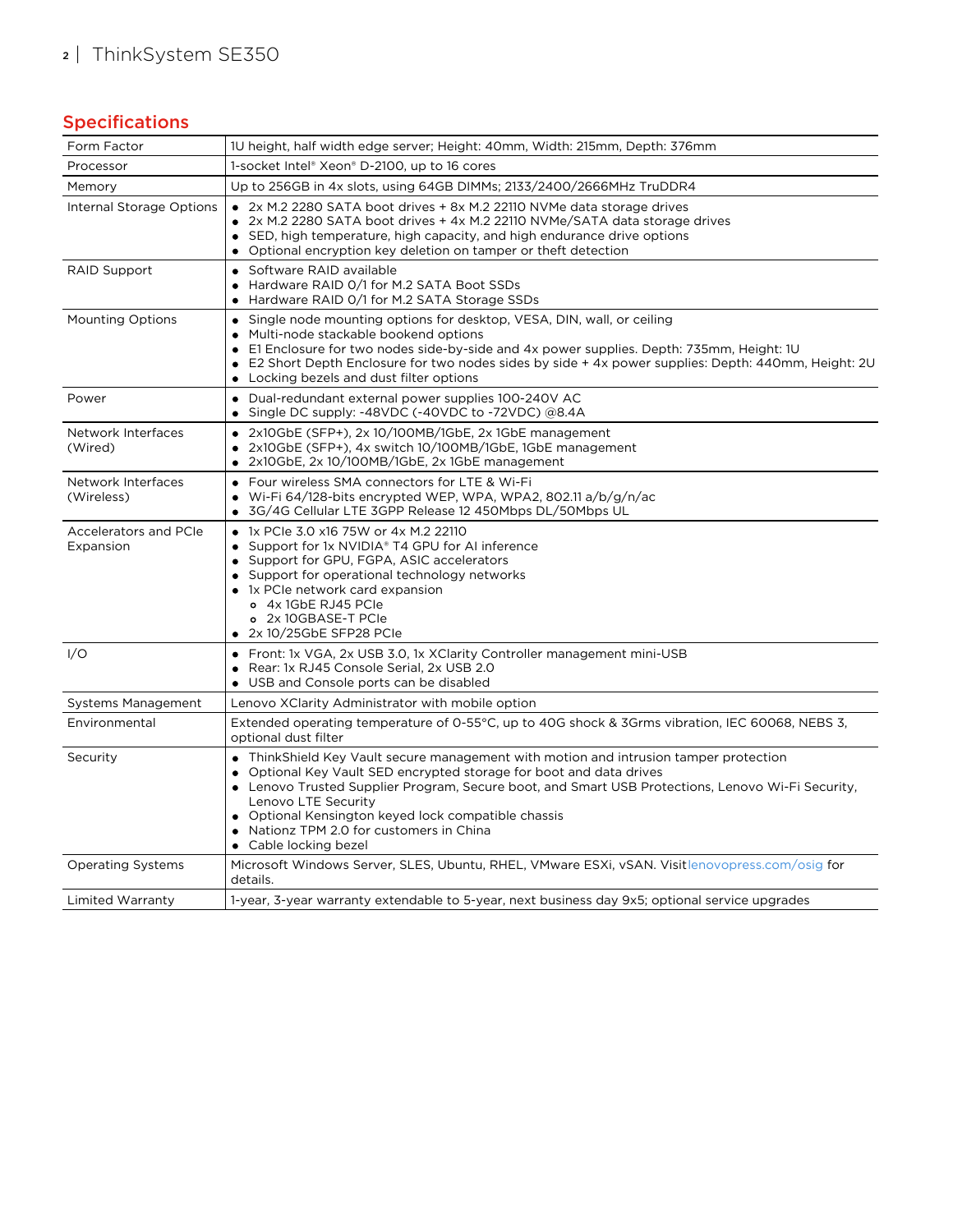## Specifications

| | |
|---|---|
| Form Factor | 1U height, half width edge server; Height: 40mm, Width: 215mm, Depth: 376mm |
| Processor | 1-socket Intel® Xeon® D-2100, up to 16 cores |
| Memory | Up to 256GB in 4x slots, using 64GB DIMMs; 2133/2400/2666MHz TruDDR4 |
| Internal Storage Options | • 2x M.2 2280 SATA boot drives + 8x M.2 22110 NVMe data storage drives<br>• 2x M.2 2280 SATA boot drives + 4x M.2 22110 NVMe/SATA data storage drives<br>• SED, high temperature, high capacity, and high endurance drive options<br>• Optional encryption key deletion on tamper or theft detection |
| RAID Support | • Software RAID available<br>• Hardware RAID 0/1 for M.2 SATA Boot SSDs<br>• Hardware RAID 0/1 for M.2 SATA Storage SSDs |
| Mounting Options | • Single node mounting options for desktop, VESA, DIN, wall, or ceiling<br>• Multi-node stackable bookend options<br>• E1 Enclosure for two nodes side-by-side and 4x power supplies. Depth: 735mm, Height: 1U<br>• E2 Short Depth Enclosure for two nodes sides by side + 4x power supplies: Depth: 440mm, Height: 2U<br>• Locking bezels and dust filter options |
| Power | • Dual-redundant external power supplies 100-240V AC<br>• Single DC supply: -48VDC (-40VDC to -72VDC) @8.4A |
| Network Interfaces (Wired) | • 2x10GbE (SFP+), 2x 10/100MB/1GbE, 2x 1GbE management<br>• 2x10GbE (SFP+), 4x switch 10/100MB/1GbE, 1GbE management<br>• 2x10GbE, 2x 10/100MB/1GbE, 2x 1GbE management |
| Network Interfaces (Wireless) | • Four wireless SMA connectors for LTE & Wi-Fi<br>• Wi-Fi 64/128-bits encrypted WEP, WPA, WPA2, 802.11 a/b/g/n/ac<br>• 3G/4G Cellular LTE 3GPP Release 12 450Mbps DL/50Mbps UL |
| Accelerators and PCIe Expansion | • 1x PCIe 3.0 x16 75W or 4x M.2 22110<br>• Support for 1x NVIDIA® T4 GPU for AI inference<br>• Support for GPU, FGPA, ASIC accelerators<br>• Support for operational technology networks<br>• 1x PCIe network card expansion<br>&nbsp;&nbsp;&nbsp;&nbsp;o 4x 1GbE RJ45 PCIe<br>&nbsp;&nbsp;&nbsp;&nbsp;o 2x 10GBASE-T PCIe<br>• 2x 10/25GbE SFP28 PCIe |
| I/O | • Front: 1x VGA, 2x USB 3.0, 1x XClarity Controller management mini-USB<br>• Rear: 1x RJ45 Console Serial, 2x USB 2.0<br>• USB and Console ports can be disabled |
| Systems Management | Lenovo XClarity Administrator with mobile option |
| Environmental | Extended operating temperature of 0-55°C, up to 40G shock & 3Grms vibration, IEC 60068, NEBS 3, optional dust filter |
| Security | • ThinkShield Key Vault secure management with motion and intrusion tamper protection<br>• Optional Key Vault SED encrypted storage for boot and data drives<br>• Lenovo Trusted Supplier Program, Secure boot, and Smart USB Protections, Lenovo Wi-Fi Security, Lenovo LTE Security<br>• Optional Kensington keyed lock compatible chassis<br>• Nationz TPM 2.0 for customers in China<br>• Cable locking bezel |
| Operating Systems | Microsoft Windows Server, SLES, Ubuntu, RHEL, VMware ESXi, vSAN. Visit lenovopress.com/osig for details. |
| Limited Warranty | 1-year, 3-year warranty extendable to 5-year, next business day 9x5; optional service upgrades |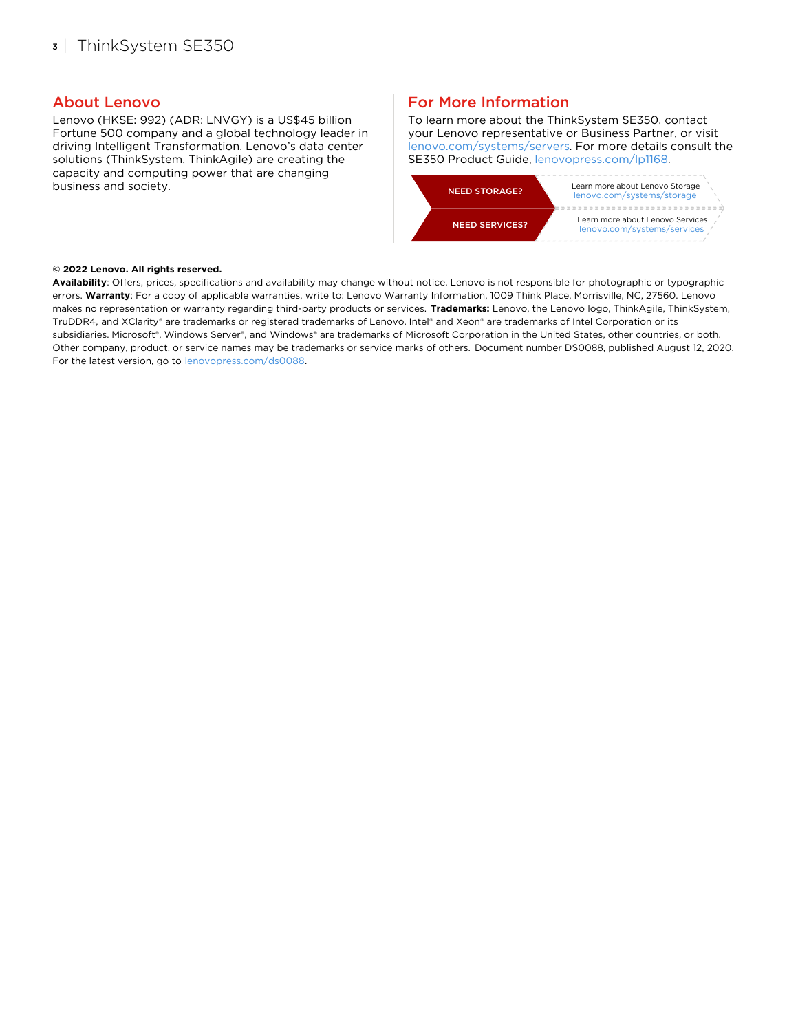## About Lenovo

Lenovo (HKSE: 992) (ADR: LNVGY) is a US$45 billion Fortune 500 company and a global technology leader in driving Intelligent Transformation. Lenovo's data center solutions (ThinkSystem, ThinkAgile) are creating the capacity and computing power that are changing business and society.

## For More Information

To learn more about the ThinkSystem SE350, contact your Lenovo representative or Business Partner, or visit lenovo.com/systems/servers. For more details consult the SE350 Product Guide, lenovopress.com/lp1168.

**NEED STORAGE?** Learn more about Lenovo Storage lenovo.com/systems/storage

**NEED SERVICES?** Learn more about Lenovo Services lenovo.com/systems/services

**© 2022 Lenovo. All rights reserved.**

**Availability**: Offers, prices, specifications and availability may change without notice. Lenovo is not responsible for photographic or typographic errors. **Warranty**: For a copy of applicable warranties, write to: Lenovo Warranty Information, 1009 Think Place, Morrisville, NC, 27560. Lenovo makes no representation or warranty regarding third-party products or services. **Trademarks:** Lenovo, the Lenovo logo, ThinkAgile, ThinkSystem, TruDDR4, and XClarity® are trademarks or registered trademarks of Lenovo. Intel® and Xeon® are trademarks of Intel Corporation or its subsidiaries. Microsoft®, Windows Server®, and Windows® are trademarks of Microsoft Corporation in the United States, other countries, or both. Other company, product, or service names may be trademarks or service marks of others. Document number DS0088, published August 12, 2020. For the latest version, go to lenovopress.com/ds0088.